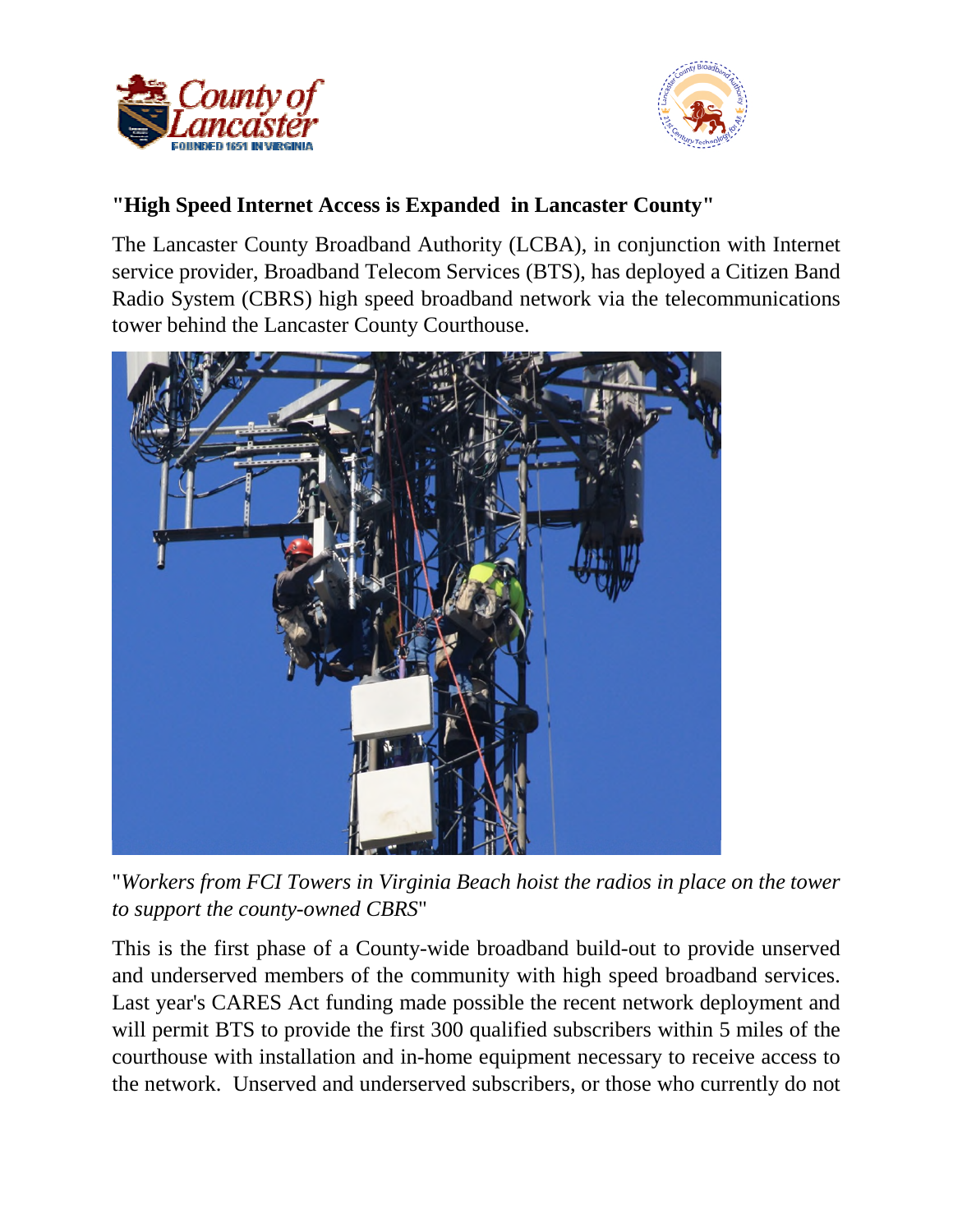**"High Speed Internet Access is Expanded in Lancaster County"**

The Lancaster County Broadband Authority (LCBA), in conjunction with Internet service provider, Broadband Telecom Services (BTS), has deployed a Citizen Band Radio System (CBRS) high speed broadband network via the telecommunications tower behind the Lancaster County Courthouse.

"*Workers from FCI Towers in Virginia Beach hoist the radios in place on the tower to support the county-owned CBRS*"

This is the first phase of a County-wide broadband build-out to provide unserved and underserved members of the community with high speed broadband services. Last year's CARES Act funding made possible the recent network deployment and will permit BTS to provide the first 300 qualified subscribers within 5 miles of the courthouse with installation and in-home equipment necessary to receive access to the network. Unserved and underserved subscribers, or those who currently do not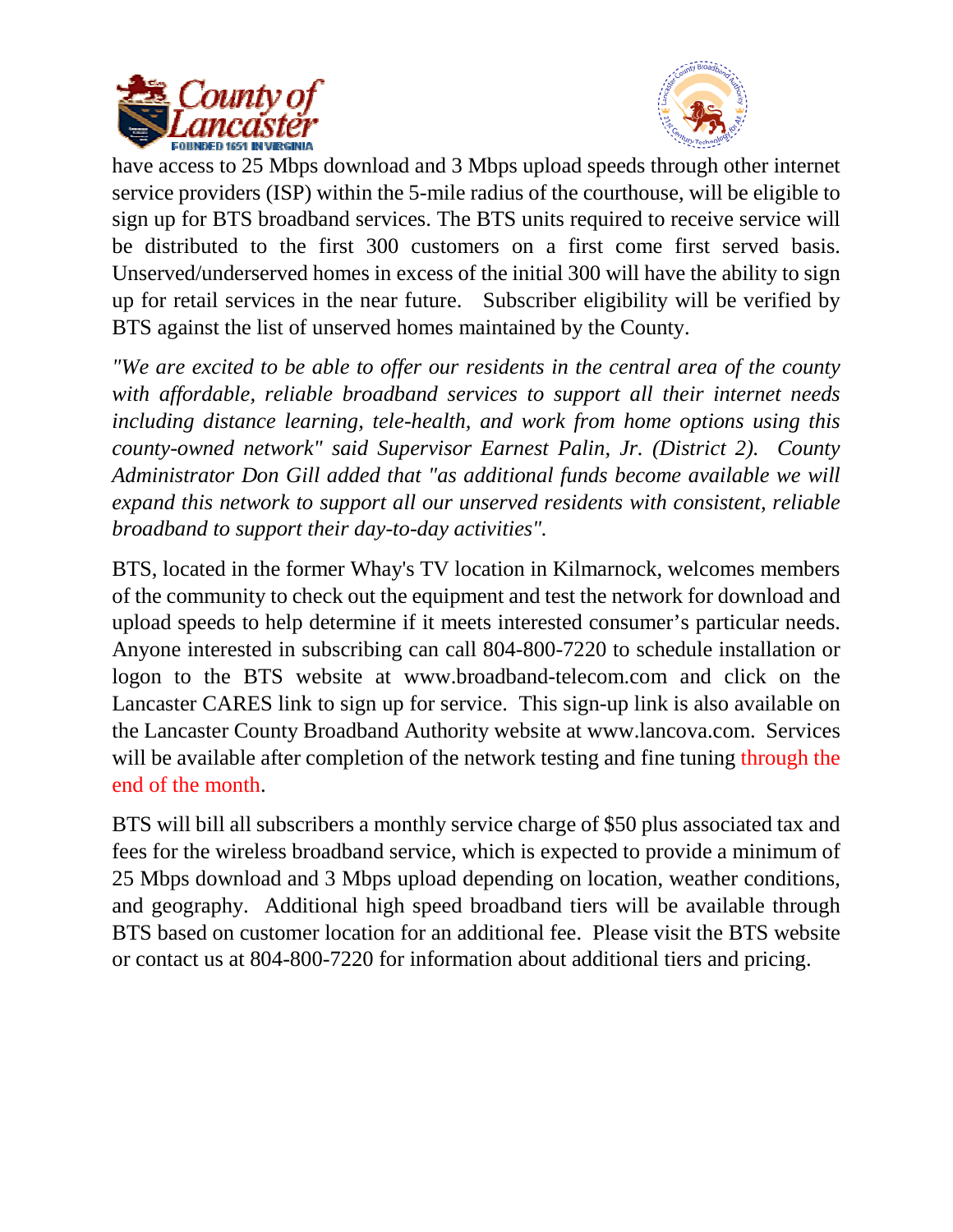have access to 25 Mbps download and 3 Mbps upload speeds through other internet service providers (ISP) within the 5-mile radius of the courthouse, will be eligible to sign up for BTS broadband services. The BTS units required to receive service will be distributed to the first 300 customers on a first come first served basis. Unserved/underserved homes in excess of the initial 300 will have the ability to sign up for retail services in the near future. Subscriber eligibility will be verified by BTS against the list of unserved homes maintained by the County.

*"We are excited to be able to offer our residents in the central area of the county with affordable, reliable broadband services to support all their internet needs including distance learning, tele-health, and work from home options using this county-owned network" said Supervisor Earnest Palin, Jr. (District 2). County Administrator Don Gill added that "as additional funds become available we will expand this network to support all our unserved residents with consistent, reliable broadband to support their day-to-day activities".*

BTS, located in the former Whay's TV location in Kilmarnock, welcomes members of the community to check out the equipment and test the network for download and upload speeds to help determine if it meets interested consumer's particular needs. Anyone interested in subscribing can call 804-800-7220 to schedule installation or logon to the BTS website at www.broadband-telecom.com and click on the Lancaster CARES link to sign up for service. This sign-up link is also available on the Lancaster County Broadband Authority website at www.lancova.com. Services will be available after completion of the network testing and fine tuning through the end of the month.

BTS will bill all subscribers a monthly service charge of $50 plus associated tax and fees for the wireless broadband service, which is expected to provide a minimum of 25 Mbps download and 3 Mbps upload depending on location, weather conditions, and geography. Additional high speed broadband tiers will be available through BTS based on customer location for an additional fee. Please visit the BTS website or contact us at 804-800-7220 for information about additional tiers and pricing.